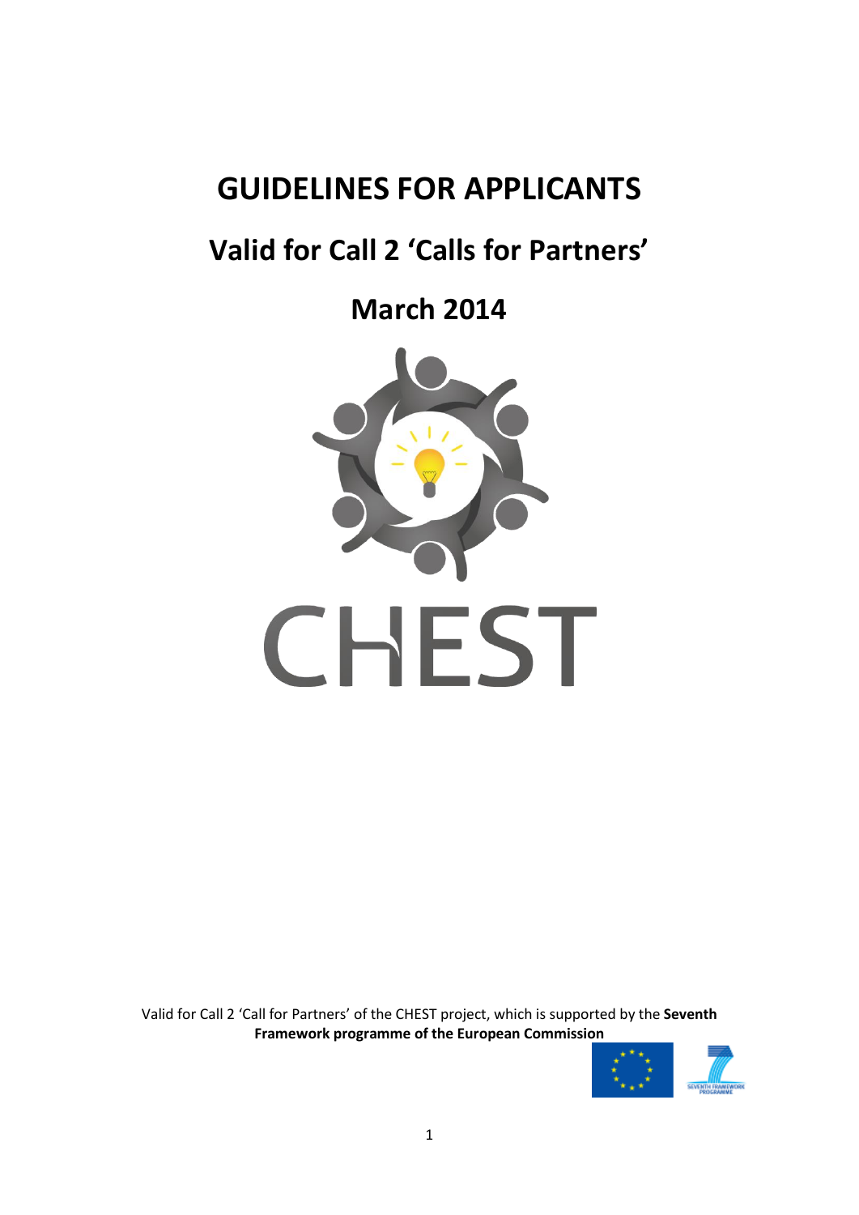# GUIDELINES FOR APPLICANTS

## Valid for Call 2 'Calls for Partners'

## March 2014

CHEST

Valid for Call 2 'Call for Partners' of the CHEST project, which is supported by the **Seventh Framework programme of the European Commission**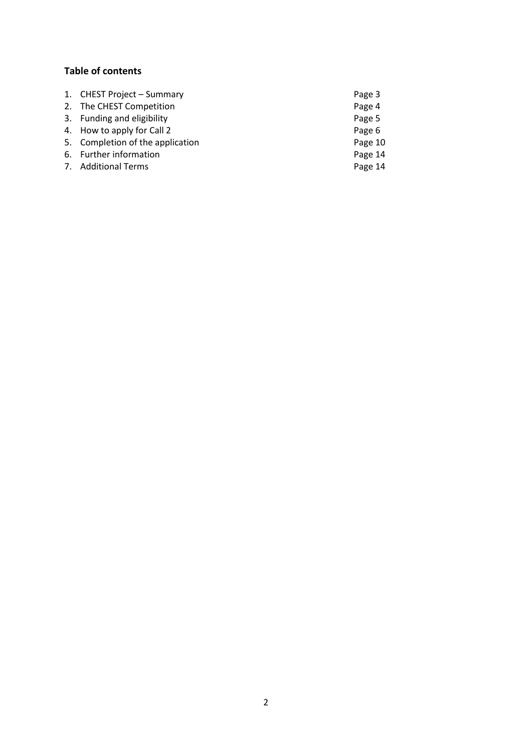**Table of contents**

1. CHEST Project – Summary Page 3
2. The CHEST Competition Page 4
3. Funding and eligibility Page 5
4. How to apply for Call 2 Page 6
5. Completion of the application Page 10
6. Further information Page 14
7. Additional Terms Page 14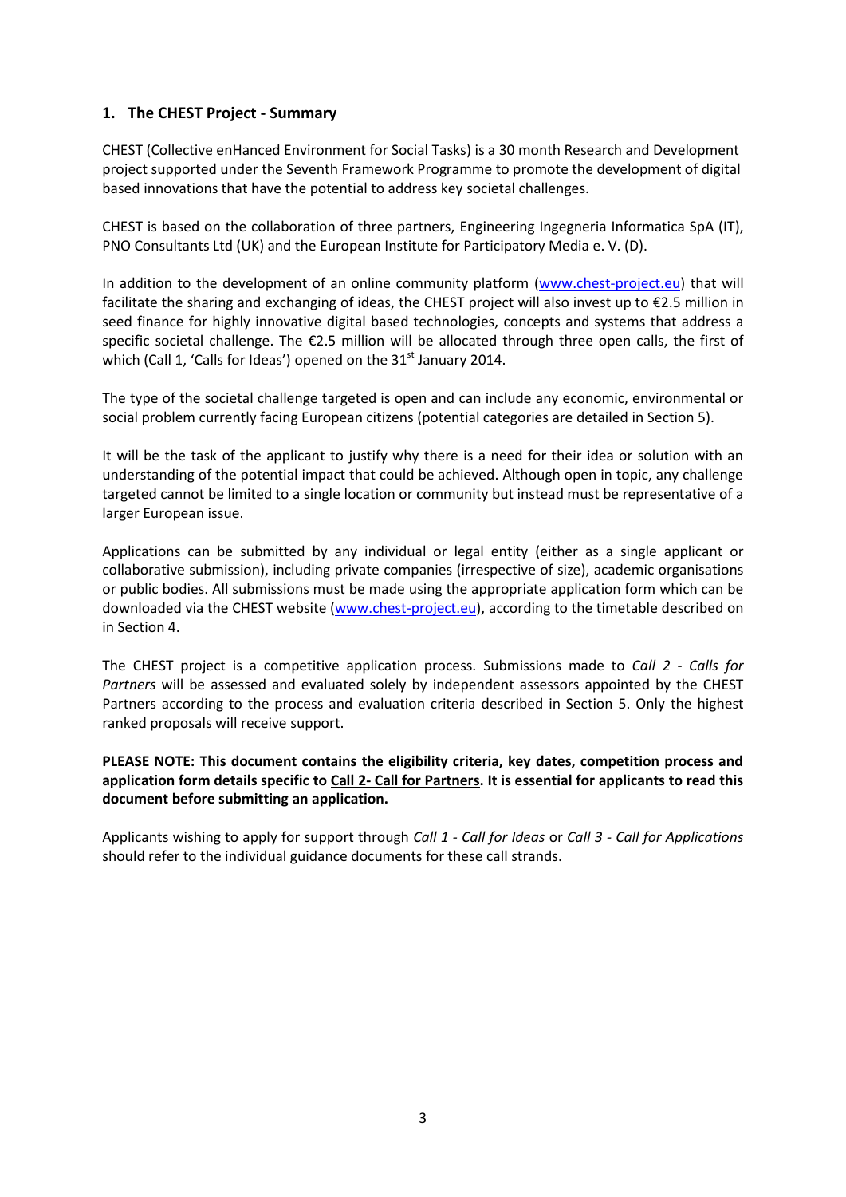## 1. The CHEST Project - Summary

CHEST (Collective enHanced Environment for Social Tasks) is a 30 month Research and Development project supported under the Seventh Framework Programme to promote the development of digital based innovations that have the potential to address key societal challenges.

CHEST is based on the collaboration of three partners, Engineering Ingegneria Informatica SpA (IT), PNO Consultants Ltd (UK) and the European Institute for Participatory Media e. V. (D).

In addition to the development of an online community platform (www.chest-project.eu) that will facilitate the sharing and exchanging of ideas, the CHEST project will also invest up to €2.5 million in seed finance for highly innovative digital based technologies, concepts and systems that address a specific societal challenge. The €2.5 million will be allocated through three open calls, the first of which (Call 1, 'Calls for Ideas') opened on the 31st January 2014.

The type of the societal challenge targeted is open and can include any economic, environmental or social problem currently facing European citizens (potential categories are detailed in Section 5).

It will be the task of the applicant to justify why there is a need for their idea or solution with an understanding of the potential impact that could be achieved. Although open in topic, any challenge targeted cannot be limited to a single location or community but instead must be representative of a larger European issue.

Applications can be submitted by any individual or legal entity (either as a single applicant or collaborative submission), including private companies (irrespective of size), academic organisations or public bodies. All submissions must be made using the appropriate application form which can be downloaded via the CHEST website (www.chest-project.eu), according to the timetable described on in Section 4.

The CHEST project is a competitive application process. Submissions made to *Call 2 - Calls for Partners* will be assessed and evaluated solely by independent assessors appointed by the CHEST Partners according to the process and evaluation criteria described in Section 5. Only the highest ranked proposals will receive support.

**PLEASE NOTE: This document contains the eligibility criteria, key dates, competition process and application form details specific to Call 2- Call for Partners. It is essential for applicants to read this document before submitting an application.**

Applicants wishing to apply for support through *Call 1 - Call for Ideas* or *Call 3 - Call for Applications* should refer to the individual guidance documents for these call strands.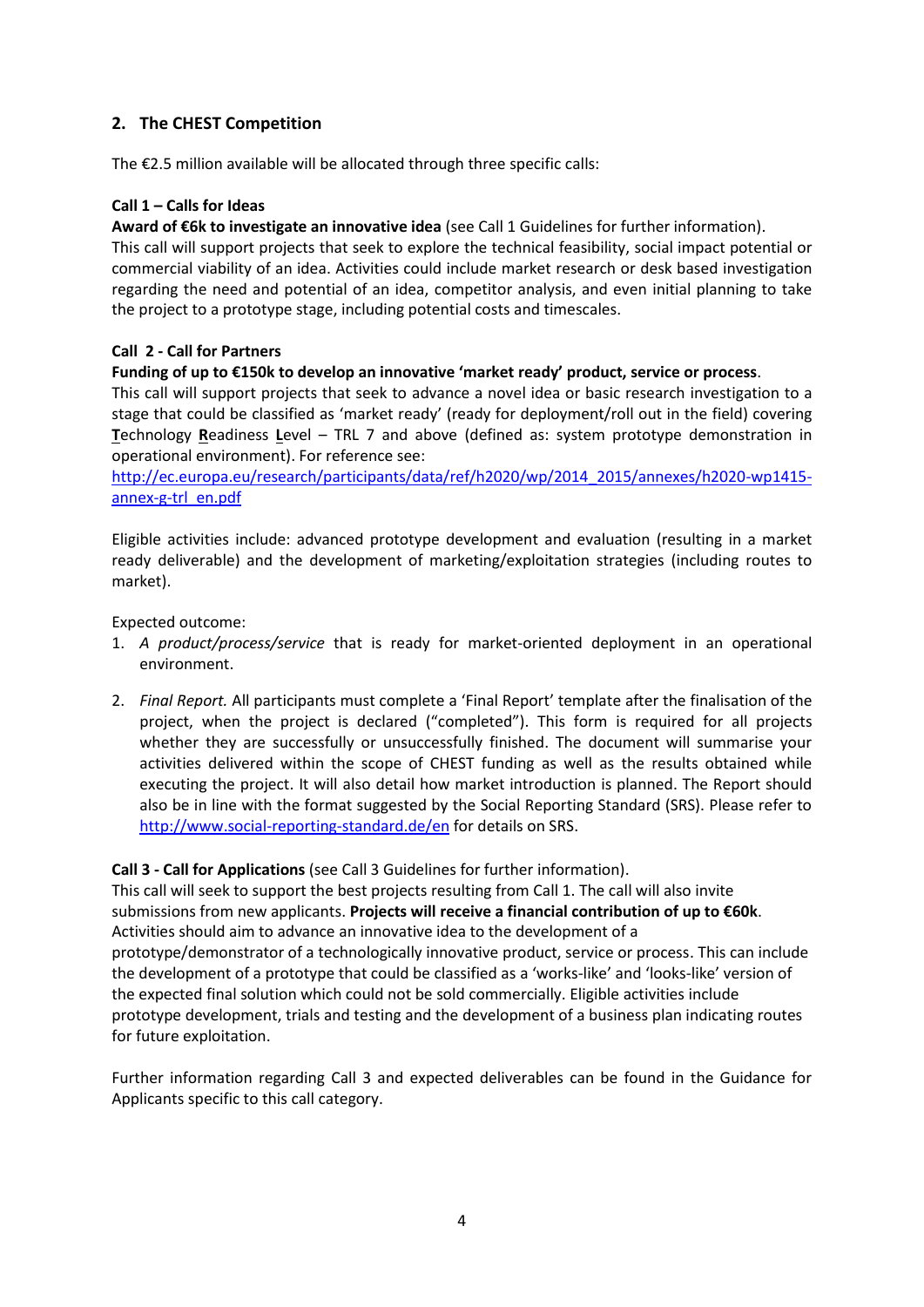## 2. The CHEST Competition

The €2.5 million available will be allocated through three specific calls:

**Call 1 – Calls for Ideas**

**Award of €6k to investigate an innovative idea** (see Call 1 Guidelines for further information). This call will support projects that seek to explore the technical feasibility, social impact potential or commercial viability of an idea. Activities could include market research or desk based investigation regarding the need and potential of an idea, competitor analysis, and even initial planning to take the project to a prototype stage, including potential costs and timescales.

**Call 2 - Call for Partners**

**Funding of up to €150k to develop an innovative 'market ready' product, service or process**. This call will support projects that seek to advance a novel idea or basic research investigation to a stage that could be classified as 'market ready' (ready for deployment/roll out in the field) covering **T**echnology **R**eadiness **L**evel – TRL 7 and above (defined as: system prototype demonstration in operational environment). For reference see: [http://ec.europa.eu/research/participants/data/ref/h2020/wp/2014_2015/annexes/h2020-wp1415-annex-g-trl_en.pdf](http://ec.europa.eu/research/participants/data/ref/h2020/wp/2014_2015/annexes/h2020-wp1415-annex-g-trl_en.pdf)

Eligible activities include: advanced prototype development and evaluation (resulting in a market ready deliverable) and the development of marketing/exploitation strategies (including routes to market).

Expected outcome:

1. *A product/process/service* that is ready for market-oriented deployment in an operational environment.
2. *Final Report.* All participants must complete a 'Final Report' template after the finalisation of the project, when the project is declared ("completed"). This form is required for all projects whether they are successfully or unsuccessfully finished. The document will summarise your activities delivered within the scope of CHEST funding as well as the results obtained while executing the project. It will also detail how market introduction is planned. The Report should also be in line with the format suggested by the Social Reporting Standard (SRS). Please refer to [http://www.social-reporting-standard.de/en](http://www.social-reporting-standard.de/en) for details on SRS.

**Call 3 - Call for Applications** (see Call 3 Guidelines for further information).

This call will seek to support the best projects resulting from Call 1. The call will also invite submissions from new applicants. **Projects will receive a financial contribution of up to €60k**. Activities should aim to advance an innovative idea to the development of a prototype/demonstrator of a technologically innovative product, service or process. This can include the development of a prototype that could be classified as a 'works-like' and 'looks-like' version of the expected final solution which could not be sold commercially. Eligible activities include prototype development, trials and testing and the development of a business plan indicating routes for future exploitation.

Further information regarding Call 3 and expected deliverables can be found in the Guidance for Applicants specific to this call category.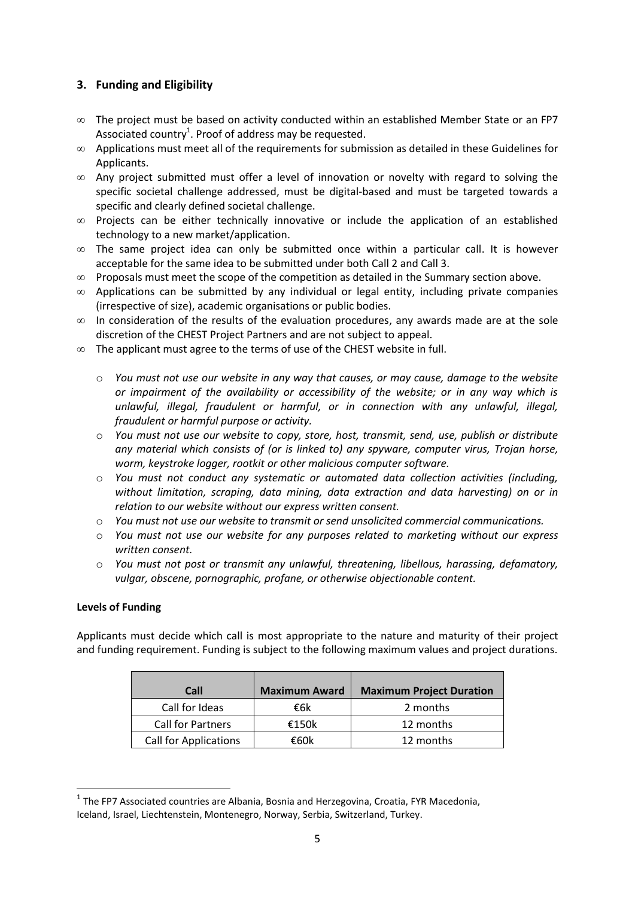## 3. Funding and Eligibility

- The project must be based on activity conducted within an established Member State or an FP7 Associated country[1]. Proof of address may be requested.
- Applications must meet all of the requirements for submission as detailed in these Guidelines for Applicants.
- Any project submitted must offer a level of innovation or novelty with regard to solving the specific societal challenge addressed, must be digital-based and must be targeted towards a specific and clearly defined societal challenge.
- Projects can be either technically innovative or include the application of an established technology to a new market/application.
- The same project idea can only be submitted once within a particular call. It is however acceptable for the same idea to be submitted under both Call 2 and Call 3.
- Proposals must meet the scope of the competition as detailed in the Summary section above.
- Applications can be submitted by any individual or legal entity, including private companies (irrespective of size), academic organisations or public bodies.
- In consideration of the results of the evaluation procedures, any awards made are at the sole discretion of the CHEST Project Partners and are not subject to appeal.
- The applicant must agree to the terms of use of the CHEST website in full.
  - *You must not use our website in any way that causes, or may cause, damage to the website or impairment of the availability or accessibility of the website; or in any way which is unlawful, illegal, fraudulent or harmful, or in connection with any unlawful, illegal, fraudulent or harmful purpose or activity.*
  - *You must not use our website to copy, store, host, transmit, send, use, publish or distribute any material which consists of (or is linked to) any spyware, computer virus, Trojan horse, worm, keystroke logger, rootkit or other malicious computer software.*
  - *You must not conduct any systematic or automated data collection activities (including, without limitation, scraping, data mining, data extraction and data harvesting) on or in relation to our website without our express written consent.*
  - *You must not use our website to transmit or send unsolicited commercial communications.*
  - *You must not use our website for any purposes related to marketing without our express written consent.*
  - *You must not post or transmit any unlawful, threatening, libellous, harassing, defamatory, vulgar, obscene, pornographic, profane, or otherwise objectionable content.*

**Levels of Funding**

Applicants must decide which call is most appropriate to the nature and maturity of their project and funding requirement. Funding is subject to the following maximum values and project durations.

| Call | Maximum Award | Maximum Project Duration |
|---|---|---|
| Call for Ideas | €6k | 2 months |
| Call for Partners | €150k | 12 months |
| Call for Applications | €60k | 12 months |

[1] The FP7 Associated countries are Albania, Bosnia and Herzegovina, Croatia, FYR Macedonia, Iceland, Israel, Liechtenstein, Montenegro, Norway, Serbia, Switzerland, Turkey.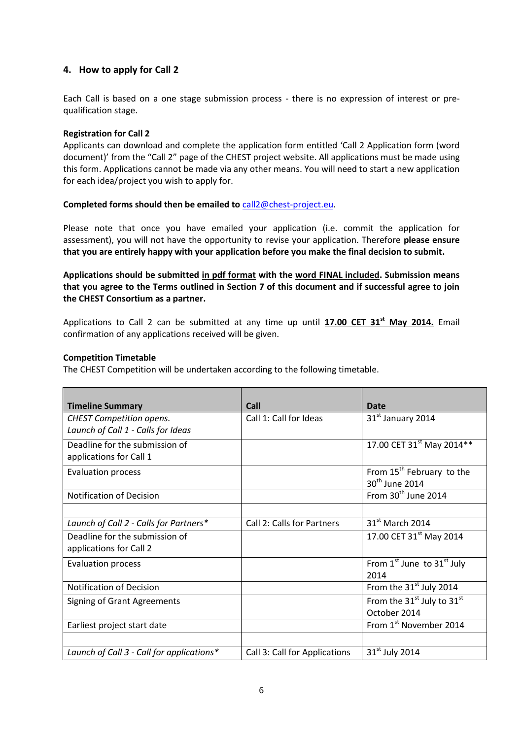## 4. How to apply for Call 2

Each Call is based on a one stage submission process - there is no expression of interest or pre-qualification stage.

**Registration for Call 2**

Applicants can download and complete the application form entitled 'Call 2 Application form (word document)' from the "Call 2" page of the CHEST project website. All applications must be made using this form. Applications cannot be made via any other means. You will need to start a new application for each idea/project you wish to apply for.

**Completed forms should then be emailed to** call2@chest-project.eu.

Please note that once you have emailed your application (i.e. commit the application for assessment), you will not have the opportunity to revise your application. Therefore **please ensure that you are entirely happy with your application before you make the final decision to submit.**

**Applications should be submitted <u>in pdf format</u> with the <u>word FINAL included</u>. Submission means that you agree to the Terms outlined in Section 7 of this document and if successful agree to join the CHEST Consortium as a partner.**

Applications to Call 2 can be submitted at any time up until **<u>17.00 CET 31st May 2014.</u>** Email confirmation of any applications received will be given.

**Competition Timetable**

The CHEST Competition will be undertaken according to the following timetable.

| Timeline Summary | Call | Date |
|---|---|---|
| *CHEST Competition opens. Launch of Call 1 - Calls for Ideas* | Call 1: Call for Ideas | 31st January 2014 |
| Deadline for the submission of applications for Call 1 | | 17.00 CET 31st May 2014** |
| Evaluation process | | From 15th February to the 30th June 2014 |
| Notification of Decision | | From 30th June 2014 |
| | | |
| *Launch of Call 2 - Calls for Partners** | Call 2: Calls for Partners | 31st March 2014 |
| Deadline for the submission of applications for Call 2 | | 17.00 CET 31st May 2014 |
| Evaluation process | | From 1st June to 31st July 2014 |
| Notification of Decision | | From the 31st July 2014 |
| Signing of Grant Agreements | | From the 31st July to 31st October 2014 |
| Earliest project start date | | From 1st November 2014 |
| | | |
| *Launch of Call 3 - Call for applications** | Call 3: Call for Applications | 31st July 2014 |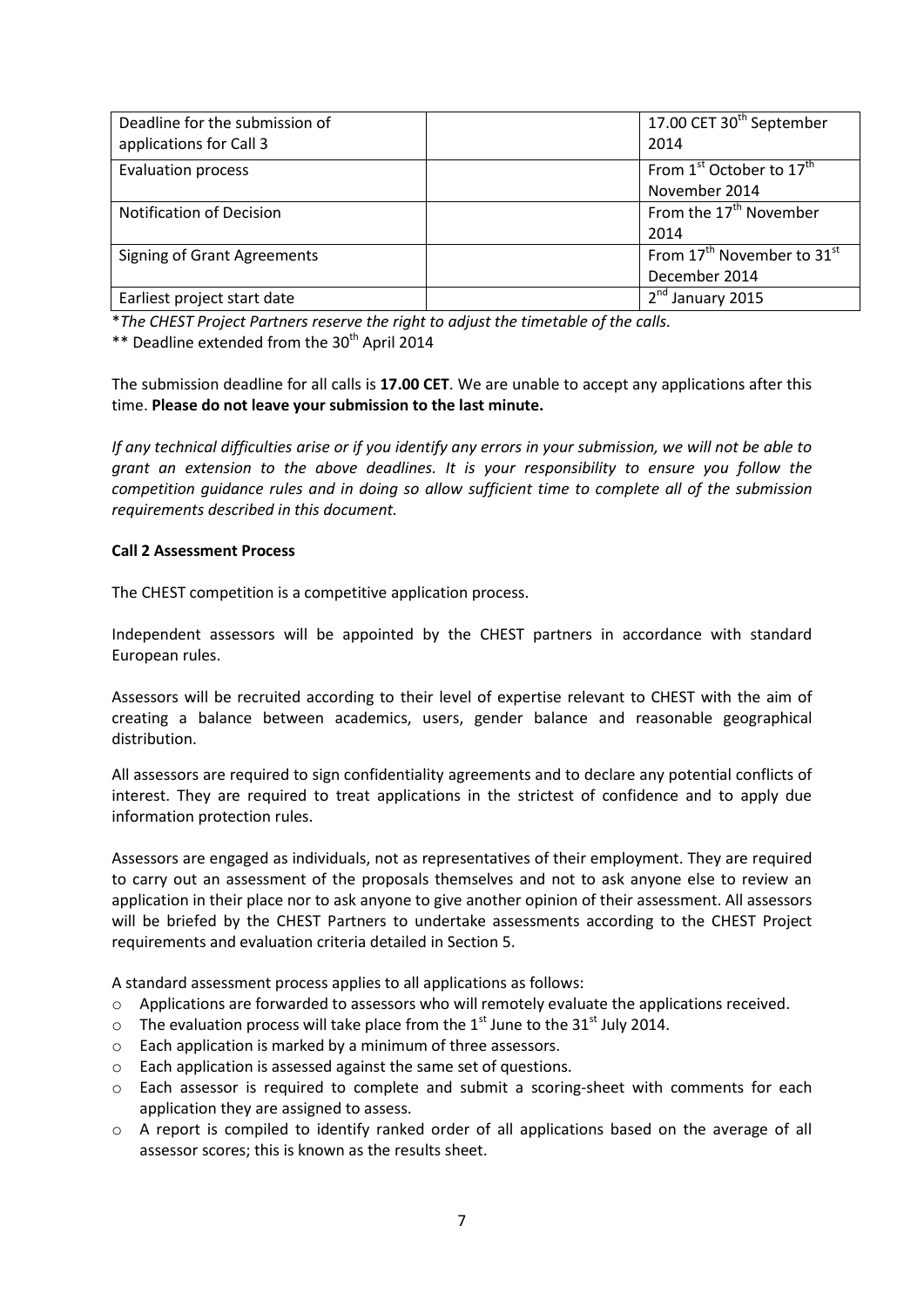| Deadline for the submission of applications for Call 3 | | 17.00 CET 30th September 2014 |
|---|---|---|
| Evaluation process | | From 1st October to 17th November 2014 |
| Notification of Decision | | From the 17th November 2014 |
| Signing of Grant Agreements | | From 17th November to 31st December 2014 |
| Earliest project start date | | 2nd January 2015 |

**The CHEST Project Partners reserve the right to adjust the timetable of the calls.*

** Deadline extended from the 30th April 2014

The submission deadline for all calls is **17.00 CET**. We are unable to accept any applications after this time. **Please do not leave your submission to the last minute.**

*If any technical difficulties arise or if you identify any errors in your submission, we will not be able to grant an extension to the above deadlines. It is your responsibility to ensure you follow the competition guidance rules and in doing so allow sufficient time to complete all of the submission requirements described in this document.*

**Call 2 Assessment Process**

The CHEST competition is a competitive application process.

Independent assessors will be appointed by the CHEST partners in accordance with standard European rules.

Assessors will be recruited according to their level of expertise relevant to CHEST with the aim of creating a balance between academics, users, gender balance and reasonable geographical distribution.

All assessors are required to sign confidentiality agreements and to declare any potential conflicts of interest. They are required to treat applications in the strictest of confidence and to apply due information protection rules.

Assessors are engaged as individuals, not as representatives of their employment. They are required to carry out an assessment of the proposals themselves and not to ask anyone else to review an application in their place nor to ask anyone to give another opinion of their assessment. All assessors will be briefed by the CHEST Partners to undertake assessments according to the CHEST Project requirements and evaluation criteria detailed in Section 5.

A standard assessment process applies to all applications as follows:

- Applications are forwarded to assessors who will remotely evaluate the applications received.
- The evaluation process will take place from the 1st June to the 31st July 2014.
- Each application is marked by a minimum of three assessors.
- Each application is assessed against the same set of questions.
- Each assessor is required to complete and submit a scoring-sheet with comments for each application they are assigned to assess.
- A report is compiled to identify ranked order of all applications based on the average of all assessor scores; this is known as the results sheet.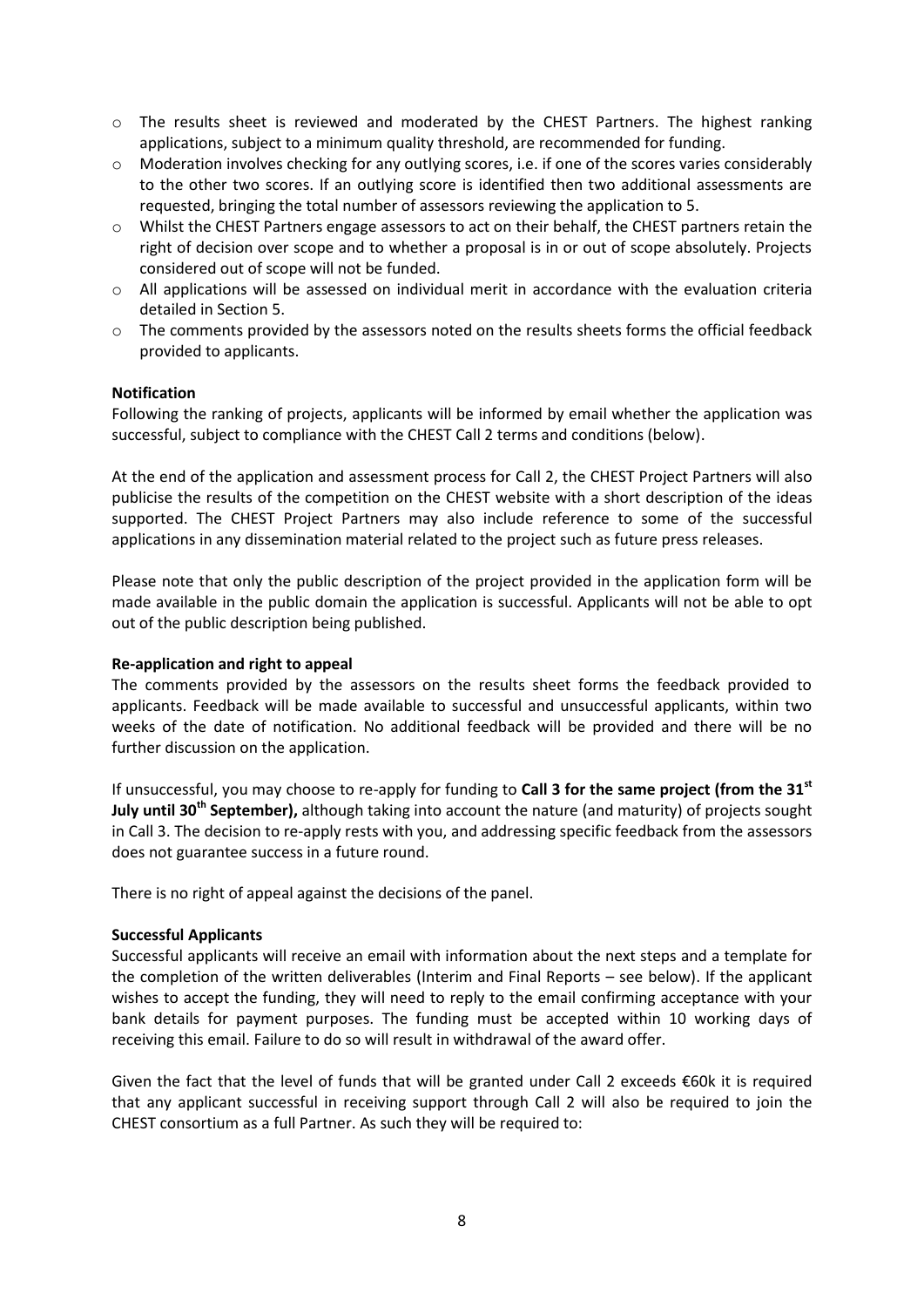- The results sheet is reviewed and moderated by the CHEST Partners. The highest ranking applications, subject to a minimum quality threshold, are recommended for funding.
- Moderation involves checking for any outlying scores, i.e. if one of the scores varies considerably to the other two scores. If an outlying score is identified then two additional assessments are requested, bringing the total number of assessors reviewing the application to 5.
- Whilst the CHEST Partners engage assessors to act on their behalf, the CHEST partners retain the right of decision over scope and to whether a proposal is in or out of scope absolutely. Projects considered out of scope will not be funded.
- All applications will be assessed on individual merit in accordance with the evaluation criteria detailed in Section 5.
- The comments provided by the assessors noted on the results sheets forms the official feedback provided to applicants.

**Notification**

Following the ranking of projects, applicants will be informed by email whether the application was successful, subject to compliance with the CHEST Call 2 terms and conditions (below).

At the end of the application and assessment process for Call 2, the CHEST Project Partners will also publicise the results of the competition on the CHEST website with a short description of the ideas supported. The CHEST Project Partners may also include reference to some of the successful applications in any dissemination material related to the project such as future press releases.

Please note that only the public description of the project provided in the application form will be made available in the public domain the application is successful. Applicants will not be able to opt out of the public description being published.

**Re-application and right to appeal**

The comments provided by the assessors on the results sheet forms the feedback provided to applicants. Feedback will be made available to successful and unsuccessful applicants, within two weeks of the date of notification. No additional feedback will be provided and there will be no further discussion on the application.

If unsuccessful, you may choose to re-apply for funding to **Call 3 for the same project (from the 31st July until 30th September),** although taking into account the nature (and maturity) of projects sought in Call 3. The decision to re-apply rests with you, and addressing specific feedback from the assessors does not guarantee success in a future round.

There is no right of appeal against the decisions of the panel.

**Successful Applicants**

Successful applicants will receive an email with information about the next steps and a template for the completion of the written deliverables (Interim and Final Reports – see below). If the applicant wishes to accept the funding, they will need to reply to the email confirming acceptance with your bank details for payment purposes. The funding must be accepted within 10 working days of receiving this email. Failure to do so will result in withdrawal of the award offer.

Given the fact that the level of funds that will be granted under Call 2 exceeds €60k it is required that any applicant successful in receiving support through Call 2 will also be required to join the CHEST consortium as a full Partner. As such they will be required to: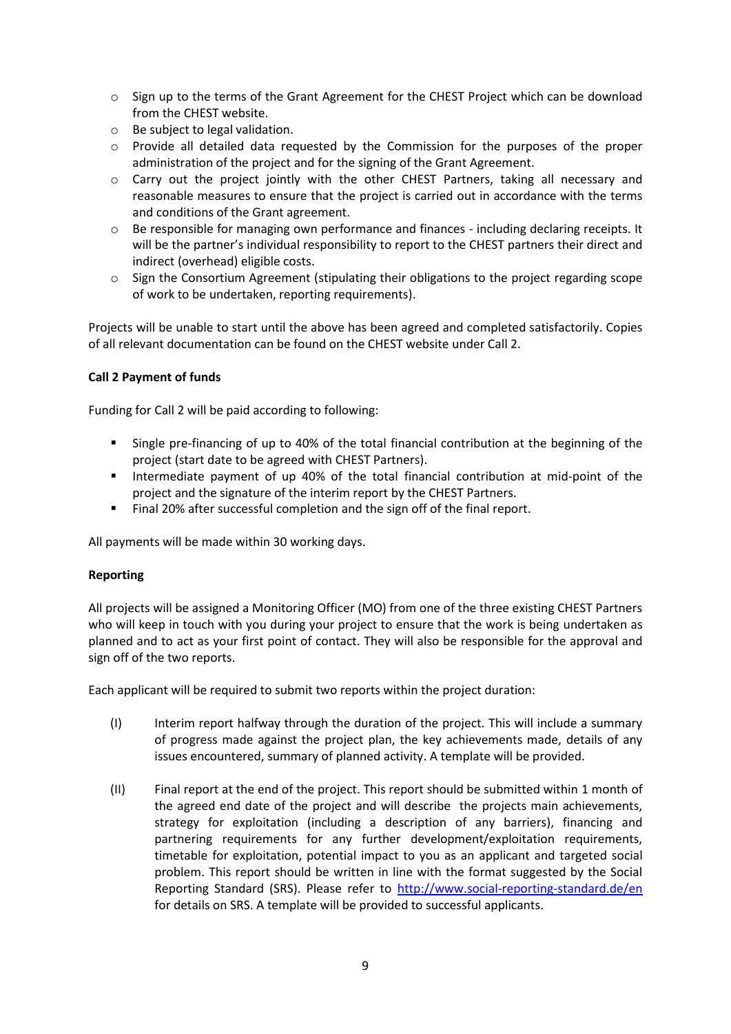- Sign up to the terms of the Grant Agreement for the CHEST Project which can be download from the CHEST website.
- Be subject to legal validation.
- Provide all detailed data requested by the Commission for the purposes of the proper administration of the project and for the signing of the Grant Agreement.
- Carry out the project jointly with the other CHEST Partners, taking all necessary and reasonable measures to ensure that the project is carried out in accordance with the terms and conditions of the Grant agreement.
- Be responsible for managing own performance and finances - including declaring receipts. It will be the partner's individual responsibility to report to the CHEST partners their direct and indirect (overhead) eligible costs.
- Sign the Consortium Agreement (stipulating their obligations to the project regarding scope of work to be undertaken, reporting requirements).

Projects will be unable to start until the above has been agreed and completed satisfactorily. Copies of all relevant documentation can be found on the CHEST website under Call 2.

**Call 2 Payment of funds**

Funding for Call 2 will be paid according to following:

- Single pre-financing of up to 40% of the total financial contribution at the beginning of the project (start date to be agreed with CHEST Partners).
- Intermediate payment of up 40% of the total financial contribution at mid-point of the project and the signature of the interim report by the CHEST Partners.
- Final 20% after successful completion and the sign off of the final report.

All payments will be made within 30 working days.

**Reporting**

All projects will be assigned a Monitoring Officer (MO) from one of the three existing CHEST Partners who will keep in touch with you during your project to ensure that the work is being undertaken as planned and to act as your first point of contact. They will also be responsible for the approval and sign off of the two reports.

Each applicant will be required to submit two reports within the project duration:

(I) Interim report halfway through the duration of the project. This will include a summary of progress made against the project plan, the key achievements made, details of any issues encountered, summary of planned activity. A template will be provided.

(II) Final report at the end of the project. This report should be submitted within 1 month of the agreed end date of the project and will describe the projects main achievements, strategy for exploitation (including a description of any barriers), financing and partnering requirements for any further development/exploitation requirements, timetable for exploitation, potential impact to you as an applicant and targeted social problem. This report should be written in line with the format suggested by the Social Reporting Standard (SRS). Please refer to http://www.social-reporting-standard.de/en for details on SRS. A template will be provided to successful applicants.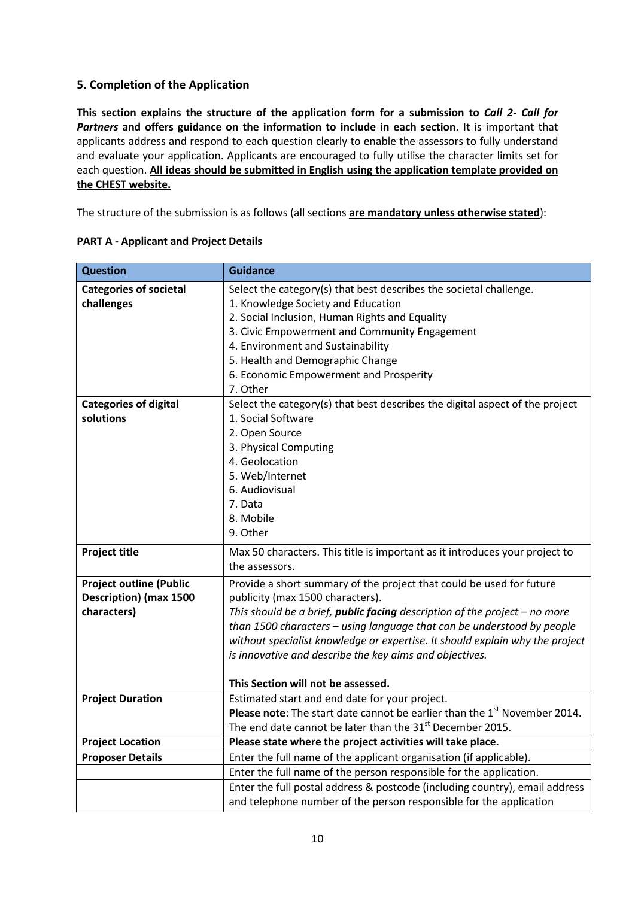## 5. Completion of the Application

**This section explains the structure of the application form for a submission to *Call 2- Call for Partners* and offers guidance on the information to include in each section**. It is important that applicants address and respond to each question clearly to enable the assessors to fully understand and evaluate your application. Applicants are encouraged to fully utilise the character limits set for each question. **All ideas should be submitted in English using the application template provided on the CHEST website.**

The structure of the submission is as follows (all sections **are mandatory unless otherwise stated**):

**PART A - Applicant and Project Details**

| Question | Guidance |
|---|---|
| **Categories of societal challenges** | Select the category(s) that best describes the societal challenge.<br>1. Knowledge Society and Education<br>2. Social Inclusion, Human Rights and Equality<br>3. Civic Empowerment and Community Engagement<br>4. Environment and Sustainability<br>5. Health and Demographic Change<br>6. Economic Empowerment and Prosperity<br>7. Other |
| **Categories of digital solutions** | Select the category(s) that best describes the digital aspect of the project<br>1. Social Software<br>2. Open Source<br>3. Physical Computing<br>4. Geolocation<br>5. Web/Internet<br>6. Audiovisual<br>7. Data<br>8. Mobile<br>9. Other |
| **Project title** | Max 50 characters. This title is important as it introduces your project to the assessors. |
| **Project outline (Public Description) (max 1500 characters)** | Provide a short summary of the project that could be used for future publicity (max 1500 characters).<br>*This should be a brief, **public facing** description of the project – no more than 1500 characters – using language that can be understood by people without specialist knowledge or expertise. It should explain why the project is innovative and describe the key aims and objectives.*<br><br>**This Section will not be assessed.** |
| **Project Duration** | Estimated start and end date for your project.<br>**Please note**: The start date cannot be earlier than the 1st November 2014. The end date cannot be later than the 31st December 2015. |
| **Project Location** | **Please state where the project activities will take place.** |
| **Proposer Details** | Enter the full name of the applicant organisation (if applicable). |
| | Enter the full name of the person responsible for the application. |
| | Enter the full postal address & postcode (including country), email address and telephone number of the person responsible for the application |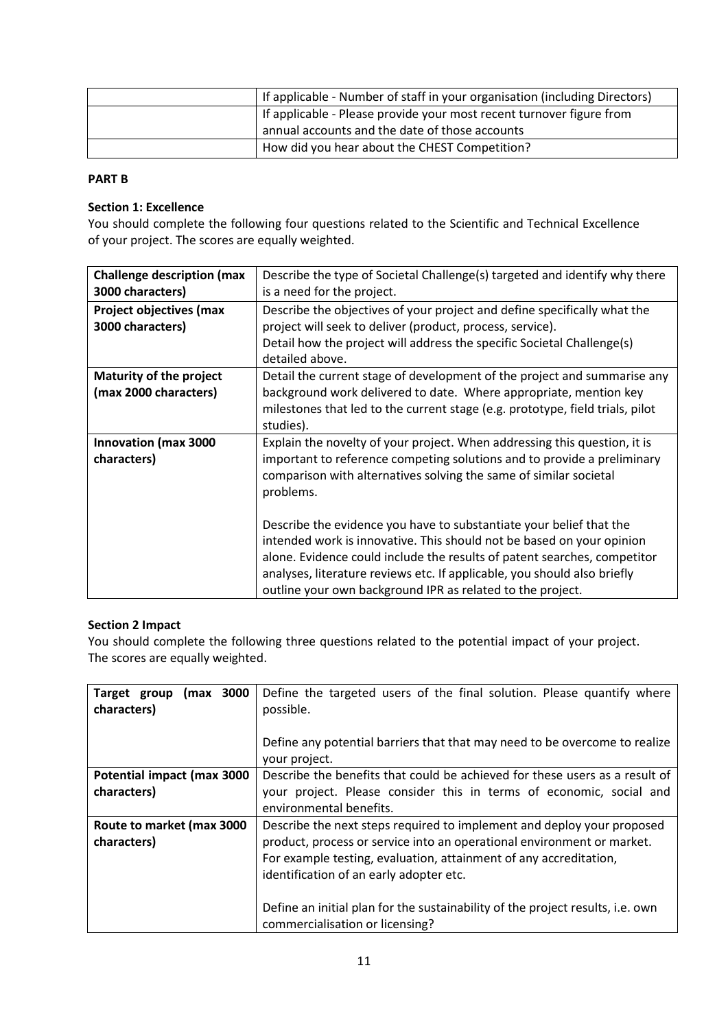| | |
|---|---|
| | If applicable - Number of staff in your organisation (including Directors) |
| | If applicable - Please provide your most recent turnover figure from annual accounts and the date of those accounts |
| | How did you hear about the CHEST Competition? |

**PART B**

**Section 1: Excellence**

You should complete the following four questions related to the Scientific and Technical Excellence of your project. The scores are equally weighted.

| | |
|---|---|
| **Challenge description (max 3000 characters)** | Describe the type of Societal Challenge(s) targeted and identify why there is a need for the project. |
| **Project objectives (max 3000 characters)** | Describe the objectives of your project and define specifically what the project will seek to deliver (product, process, service).<br>Detail how the project will address the specific Societal Challenge(s) detailed above. |
| **Maturity of the project (max 2000 characters)** | Detail the current stage of development of the project and summarise any background work delivered to date. Where appropriate, mention key milestones that led to the current stage (e.g. prototype, field trials, pilot studies). |
| **Innovation (max 3000 characters)** | Explain the novelty of your project. When addressing this question, it is important to reference competing solutions and to provide a preliminary comparison with alternatives solving the same of similar societal problems.<br><br>Describe the evidence you have to substantiate your belief that the intended work is innovative. This should not be based on your opinion alone. Evidence could include the results of patent searches, competitor analyses, literature reviews etc. If applicable, you should also briefly outline your own background IPR as related to the project. |

**Section 2 Impact**

You should complete the following three questions related to the potential impact of your project. The scores are equally weighted.

| | |
|---|---|
| **Target group (max 3000 characters)** | Define the targeted users of the final solution. Please quantify where possible.<br><br>Define any potential barriers that that may need to be overcome to realize your project. |
| **Potential impact (max 3000 characters)** | Describe the benefits that could be achieved for these users as a result of your project. Please consider this in terms of economic, social and environmental benefits. |
| **Route to market (max 3000 characters)** | Describe the next steps required to implement and deploy your proposed product, process or service into an operational environment or market. For example testing, evaluation, attainment of any accreditation, identification of an early adopter etc.<br><br>Define an initial plan for the sustainability of the project results, i.e. own commercialisation or licensing? |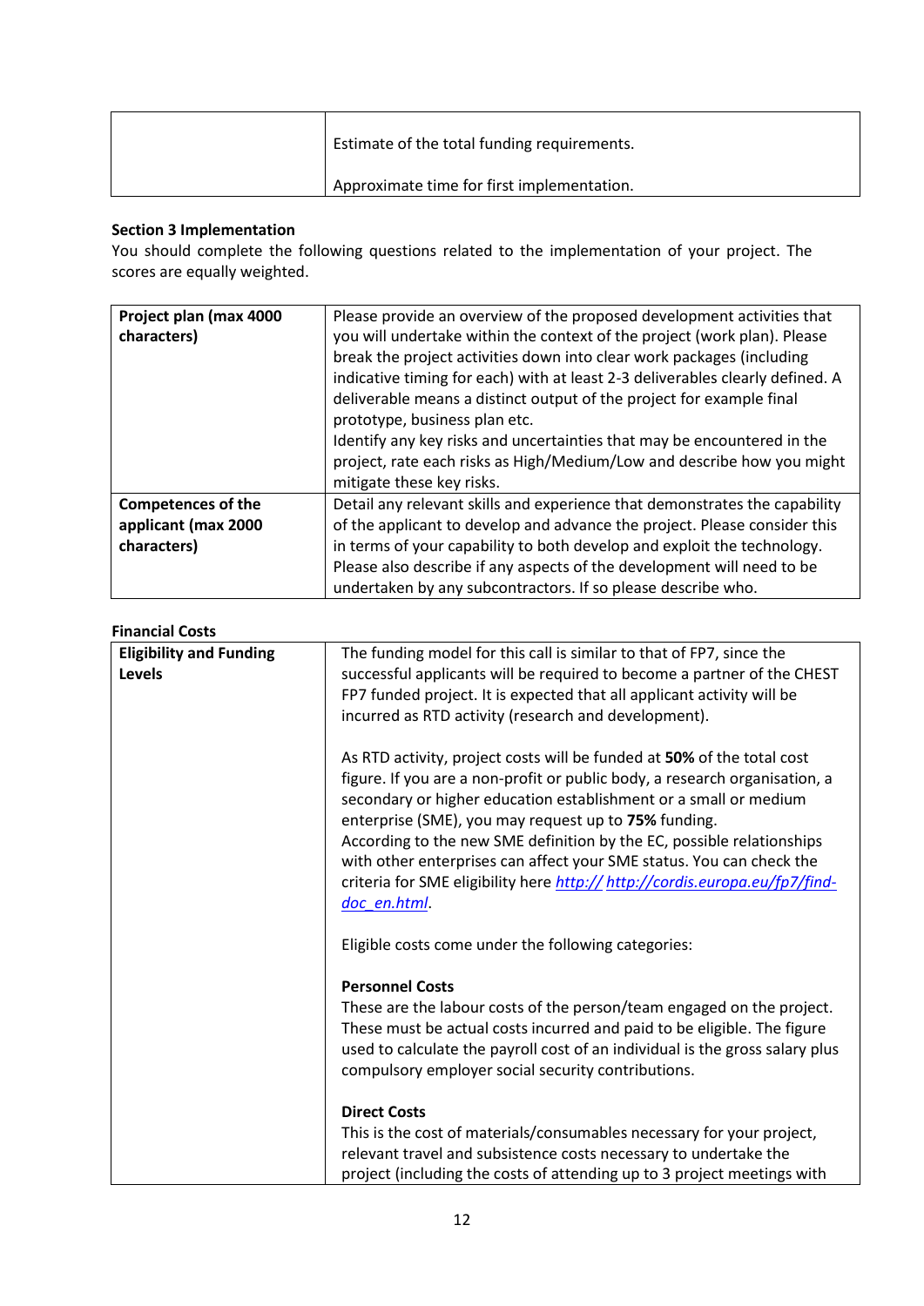| | |
|---|---|
| | Estimate of the total funding requirements.<br><br>Approximate time for first implementation. |

**Section 3 Implementation**

You should complete the following questions related to the implementation of your project. The scores are equally weighted.

| | |
|---|---|
| **Project plan (max 4000 characters)** | Please provide an overview of the proposed development activities that you will undertake within the context of the project (work plan). Please break the project activities down into clear work packages (including indicative timing for each) with at least 2-3 deliverables clearly defined. A deliverable means a distinct output of the project for example final prototype, business plan etc.<br>Identify any key risks and uncertainties that may be encountered in the project, rate each risks as High/Medium/Low and describe how you might mitigate these key risks. |
| **Competences of the applicant (max 2000 characters)** | Detail any relevant skills and experience that demonstrates the capability of the applicant to develop and advance the project. Please consider this in terms of your capability to both develop and exploit the technology. Please also describe if any aspects of the development will need to be undertaken by any subcontractors. If so please describe who. |

**Financial Costs**

| | |
|---|---|
| **Eligibility and Funding Levels** | The funding model for this call is similar to that of FP7, since the successful applicants will be required to become a partner of the CHEST FP7 funded project. It is expected that all applicant activity will be incurred as RTD activity (research and development).<br><br>As RTD activity, project costs will be funded at **50%** of the total cost figure. If you are a non-profit or public body, a research organisation, a secondary or higher education establishment or a small or medium enterprise (SME), you may request up to **75%** funding.<br>According to the new SME definition by the EC, possible relationships with other enterprises can affect your SME status. You can check the criteria for SME eligibility here *http:// http://cordis.europa.eu/fp7/find-doc_en.html*.<br><br>Eligible costs come under the following categories:<br><br>**Personnel Costs**<br>These are the labour costs of the person/team engaged on the project. These must be actual costs incurred and paid to be eligible. The figure used to calculate the payroll cost of an individual is the gross salary plus compulsory employer social security contributions.<br><br>**Direct Costs**<br>This is the cost of materials/consumables necessary for your project, relevant travel and subsistence costs necessary to undertake the project (including the costs of attending up to 3 project meetings with |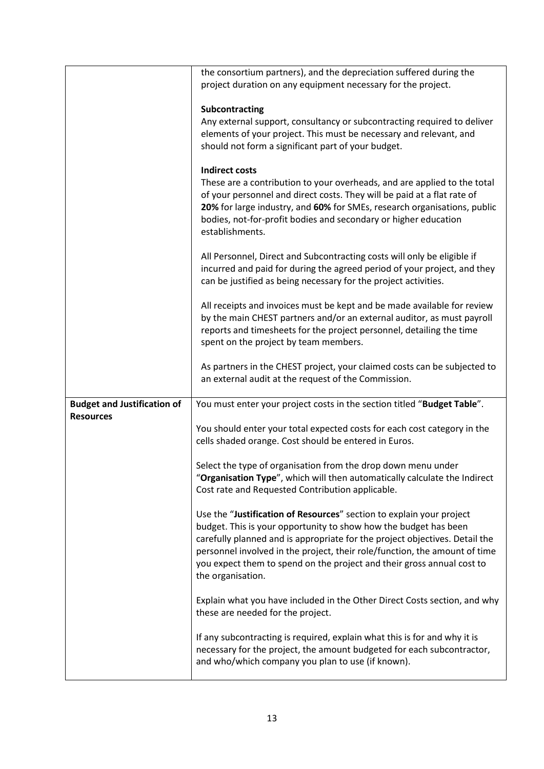| | |
|---|---|
| | the consortium partners), and the depreciation suffered during the project duration on any equipment necessary for the project.<br><br>**Subcontracting**<br>Any external support, consultancy or subcontracting required to deliver elements of your project. This must be necessary and relevant, and should not form a significant part of your budget.<br><br>**Indirect costs**<br>These are a contribution to your overheads, and are applied to the total of your personnel and direct costs. They will be paid at a flat rate of **20%** for large industry, and **60%** for SMEs, research organisations, public bodies, not-for-profit bodies and secondary or higher education establishments.<br><br>All Personnel, Direct and Subcontracting costs will only be eligible if incurred and paid for during the agreed period of your project, and they can be justified as being necessary for the project activities.<br><br>All receipts and invoices must be kept and be made available for review by the main CHEST partners and/or an external auditor, as must payroll reports and timesheets for the project personnel, detailing the time spent on the project by team members.<br><br>As partners in the CHEST project, your claimed costs can be subjected to an external audit at the request of the Commission. |
| **Budget and Justification of Resources** | You must enter your project costs in the section titled "**Budget Table**".<br><br>You should enter your total expected costs for each cost category in the cells shaded orange. Cost should be entered in Euros.<br><br>Select the type of organisation from the drop down menu under "**Organisation Type**", which will then automatically calculate the Indirect Cost rate and Requested Contribution applicable.<br><br>Use the "**Justification of Resources**" section to explain your project budget. This is your opportunity to show how the budget has been carefully planned and is appropriate for the project objectives. Detail the personnel involved in the project, their role/function, the amount of time you expect them to spend on the project and their gross annual cost to the organisation.<br><br>Explain what you have included in the Other Direct Costs section, and why these are needed for the project.<br><br>If any subcontracting is required, explain what this is for and why it is necessary for the project, the amount budgeted for each subcontractor, and who/which company you plan to use (if known). |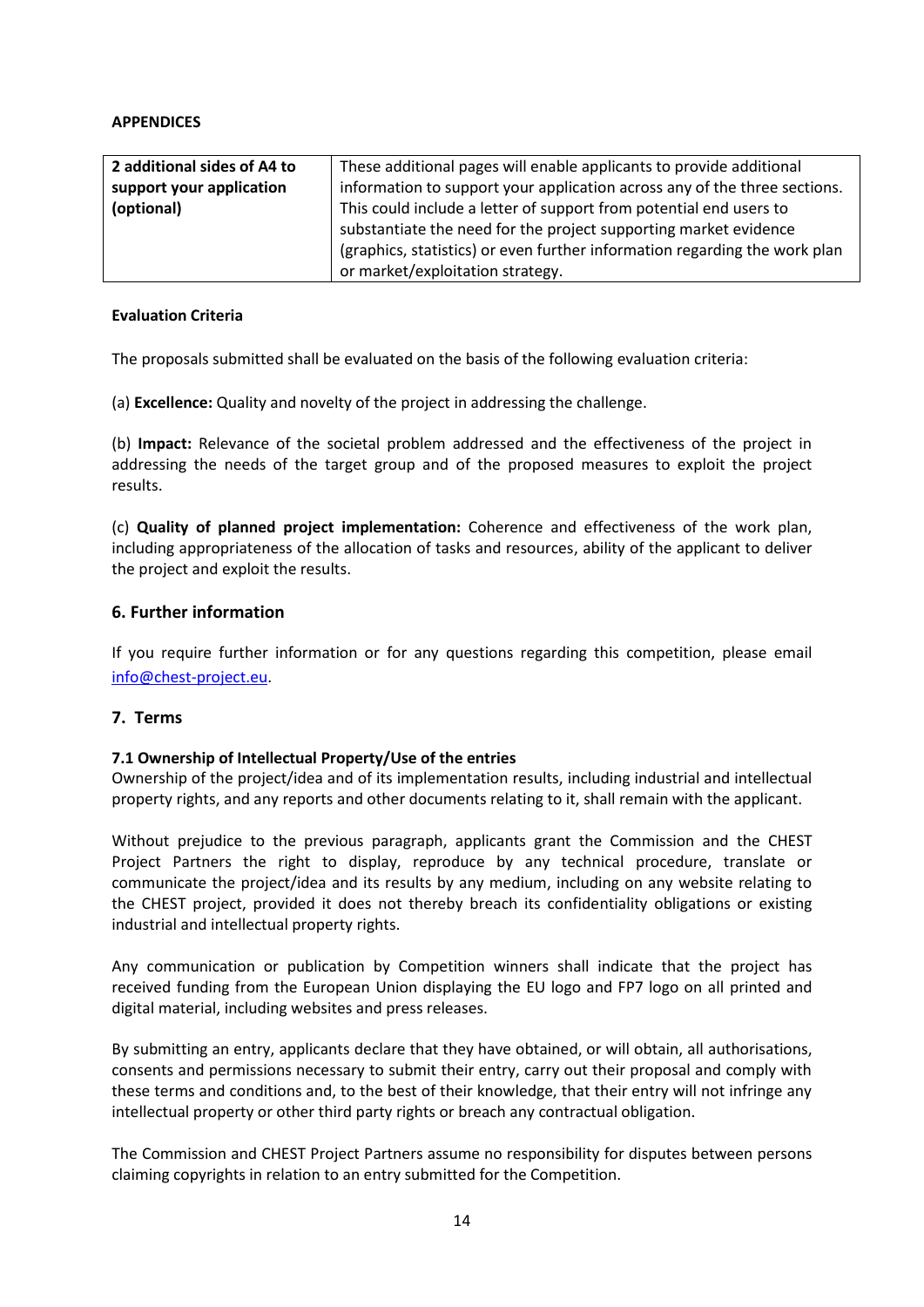**APPENDICES**

| 2 additional sides of A4 to support your application (optional) | These additional pages will enable applicants to provide additional information to support your application across any of the three sections. This could include a letter of support from potential end users to substantiate the need for the project supporting market evidence (graphics, statistics) or even further information regarding the work plan or market/exploitation strategy. |
|---|---|

**Evaluation Criteria**

The proposals submitted shall be evaluated on the basis of the following evaluation criteria:

(a) **Excellence:** Quality and novelty of the project in addressing the challenge.

(b) **Impact:** Relevance of the societal problem addressed and the effectiveness of the project in addressing the needs of the target group and of the proposed measures to exploit the project results.

(c) **Quality of planned project implementation:** Coherence and effectiveness of the work plan, including appropriateness of the allocation of tasks and resources, ability of the applicant to deliver the project and exploit the results.

## 6. Further information

If you require further information or for any questions regarding this competition, please email info@chest-project.eu.

## 7. Terms

### 7.1 Ownership of Intellectual Property/Use of the entries

Ownership of the project/idea and of its implementation results, including industrial and intellectual property rights, and any reports and other documents relating to it, shall remain with the applicant.

Without prejudice to the previous paragraph, applicants grant the Commission and the CHEST Project Partners the right to display, reproduce by any technical procedure, translate or communicate the project/idea and its results by any medium, including on any website relating to the CHEST project, provided it does not thereby breach its confidentiality obligations or existing industrial and intellectual property rights.

Any communication or publication by Competition winners shall indicate that the project has received funding from the European Union displaying the EU logo and FP7 logo on all printed and digital material, including websites and press releases.

By submitting an entry, applicants declare that they have obtained, or will obtain, all authorisations, consents and permissions necessary to submit their entry, carry out their proposal and comply with these terms and conditions and, to the best of their knowledge, that their entry will not infringe any intellectual property or other third party rights or breach any contractual obligation.

The Commission and CHEST Project Partners assume no responsibility for disputes between persons claiming copyrights in relation to an entry submitted for the Competition.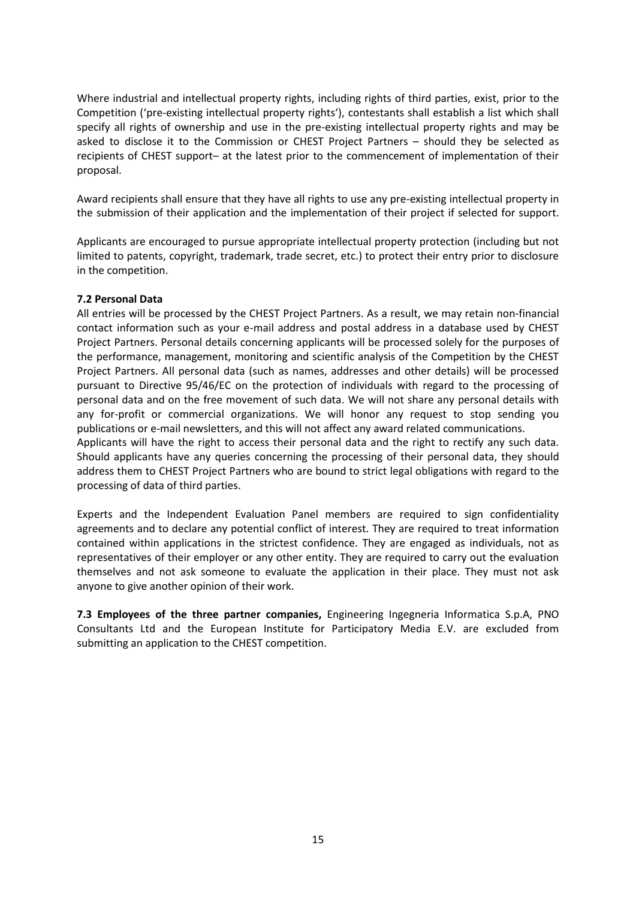Where industrial and intellectual property rights, including rights of third parties, exist, prior to the Competition ('pre-existing intellectual property rights'), contestants shall establish a list which shall specify all rights of ownership and use in the pre-existing intellectual property rights and may be asked to disclose it to the Commission or CHEST Project Partners – should they be selected as recipients of CHEST support– at the latest prior to the commencement of implementation of their proposal.

Award recipients shall ensure that they have all rights to use any pre-existing intellectual property in the submission of their application and the implementation of their project if selected for support.

Applicants are encouraged to pursue appropriate intellectual property protection (including but not limited to patents, copyright, trademark, trade secret, etc.) to protect their entry prior to disclosure in the competition.

**7.2 Personal Data**

All entries will be processed by the CHEST Project Partners. As a result, we may retain non-financial contact information such as your e-mail address and postal address in a database used by CHEST Project Partners. Personal details concerning applicants will be processed solely for the purposes of the performance, management, monitoring and scientific analysis of the Competition by the CHEST Project Partners. All personal data (such as names, addresses and other details) will be processed pursuant to Directive 95/46/EC on the protection of individuals with regard to the processing of personal data and on the free movement of such data. We will not share any personal details with any for-profit or commercial organizations. We will honor any request to stop sending you publications or e-mail newsletters, and this will not affect any award related communications.

Applicants will have the right to access their personal data and the right to rectify any such data. Should applicants have any queries concerning the processing of their personal data, they should address them to CHEST Project Partners who are bound to strict legal obligations with regard to the processing of data of third parties.

Experts and the Independent Evaluation Panel members are required to sign confidentiality agreements and to declare any potential conflict of interest. They are required to treat information contained within applications in the strictest confidence. They are engaged as individuals, not as representatives of their employer or any other entity. They are required to carry out the evaluation themselves and not ask someone to evaluate the application in their place. They must not ask anyone to give another opinion of their work.

**7.3 Employees of the three partner companies,** Engineering Ingegneria Informatica S.p.A, PNO Consultants Ltd and the European Institute for Participatory Media E.V. are excluded from submitting an application to the CHEST competition.